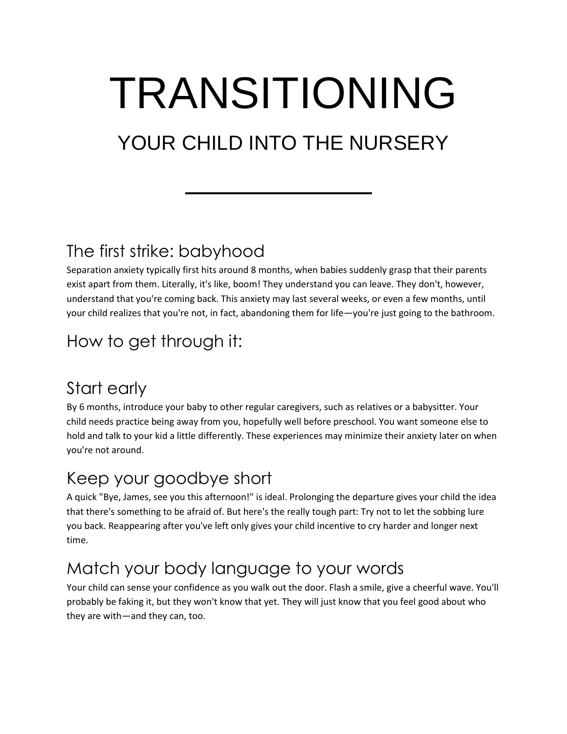# TRANSITIONING

## YOUR CHILD INTO THE NURSERY

---

### The first strike: babyhood

Separation anxiety typically first hits around 8 months, when babies suddenly grasp that their parents exist apart from them. Literally, it's like, boom! They understand you can leave. They don't, however, understand that you're coming back. This anxiety may last several weeks, or even a few months, until your child realizes that you're not, in fact, abandoning them for life—you're just going to the bathroom.

### How to get through it:

### Start early

By 6 months, introduce your baby to other regular caregivers, such as relatives or a babysitter. Your child needs practice being away from you, hopefully well before preschool. You want someone else to hold and talk to your kid a little differently. These experiences may minimize their anxiety later on when you're not around.

### Keep your goodbye short

A quick "Bye, James, see you this afternoon!" is ideal. Prolonging the departure gives your child the idea that there's something to be afraid of. But here's the really tough part: Try not to let the sobbing lure you back. Reappearing after you've left only gives your child incentive to cry harder and longer next time.

### Match your body language to your words

Your child can sense your confidence as you walk out the door. Flash a smile, give a cheerful wave. You'll probably be faking it, but they won't know that yet. They will just know that you feel good about who they are with—and they can, too.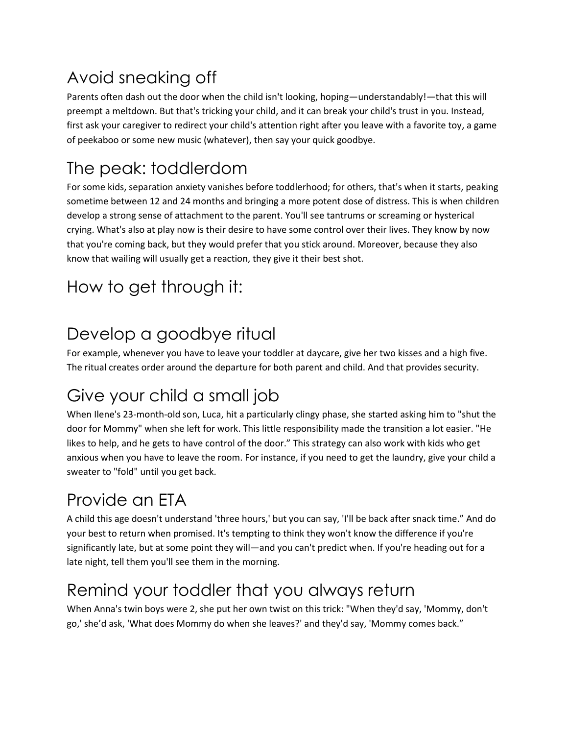## Avoid sneaking off

Parents often dash out the door when the child isn't looking, hoping—understandably!—that this will preempt a meltdown. But that's tricking your child, and it can break your child's trust in you. Instead, first ask your caregiver to redirect your child's attention right after you leave with a favorite toy, a game of peekaboo or some new music (whatever), then say your quick goodbye.

## The peak: toddlerdom

For some kids, separation anxiety vanishes before toddlerhood; for others, that's when it starts, peaking sometime between 12 and 24 months and bringing a more potent dose of distress. This is when children develop a strong sense of attachment to the parent. You'll see tantrums or screaming or hysterical crying. What's also at play now is their desire to have some control over their lives. They know by now that you're coming back, but they would prefer that you stick around. Moreover, because they also know that wailing will usually get a reaction, they give it their best shot.

## How to get through it:

## Develop a goodbye ritual

For example, whenever you have to leave your toddler at daycare, give her two kisses and a high five. The ritual creates order around the departure for both parent and child. And that provides security.

## Give your child a small job

When Ilene's 23-month-old son, Luca, hit a particularly clingy phase, she started asking him to "shut the door for Mommy" when she left for work. This little responsibility made the transition a lot easier. "He likes to help, and he gets to have control of the door." This strategy can also work with kids who get anxious when you have to leave the room. For instance, if you need to get the laundry, give your child a sweater to "fold" until you get back.

## Provide an ETA

A child this age doesn't understand 'three hours,' but you can say, 'I'll be back after snack time." And do your best to return when promised. It's tempting to think they won't know the difference if you're significantly late, but at some point they will—and you can't predict when. If you're heading out for a late night, tell them you'll see them in the morning.

## Remind your toddler that you always return

When Anna's twin boys were 2, she put her own twist on this trick: "When they'd say, 'Mommy, don't go,' she'd ask, 'What does Mommy do when she leaves?' and they'd say, 'Mommy comes back."